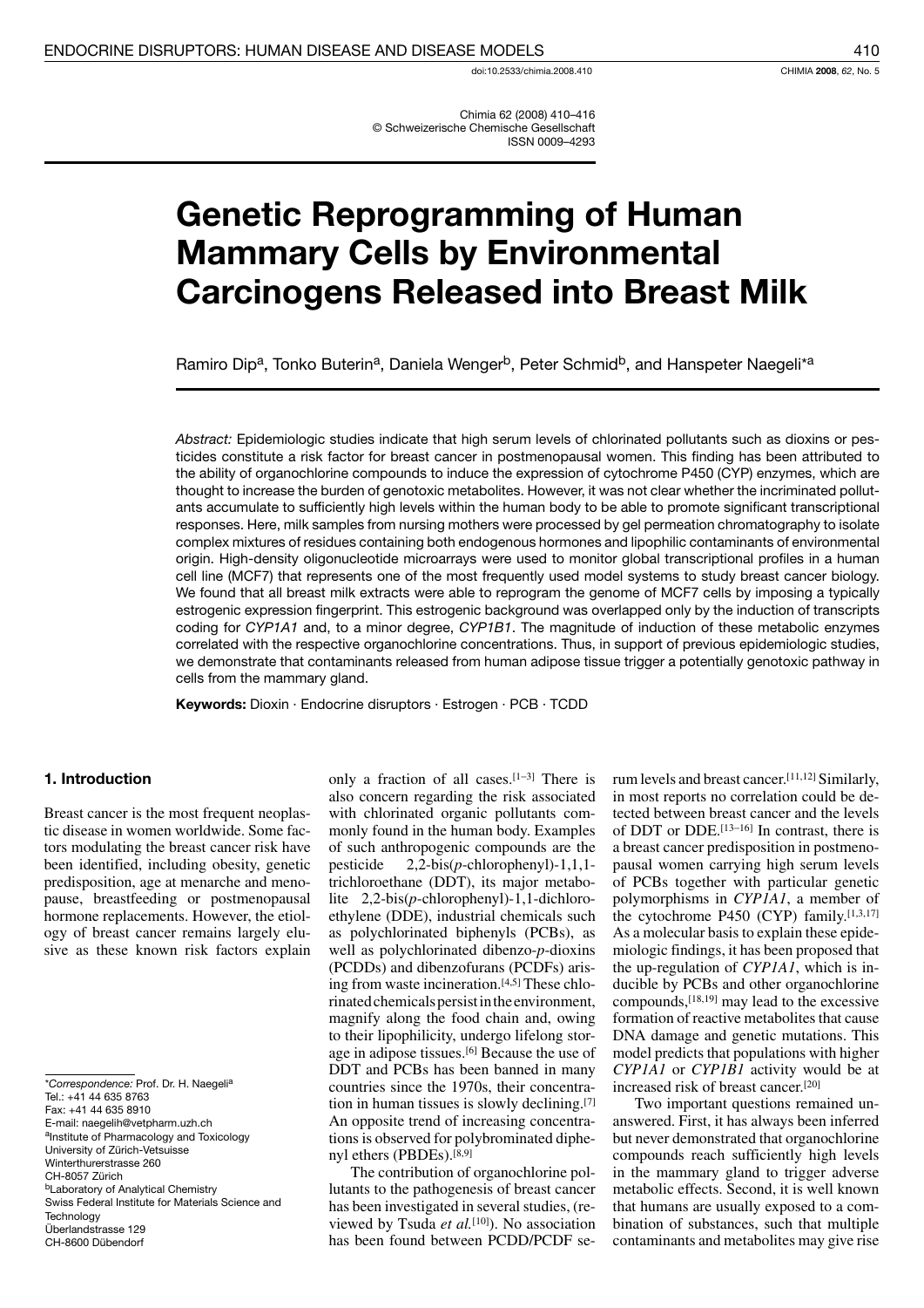doi:10.2533/chimia.2008.410

Chimia 62 (2008) 410–416
© Schweizerische Chemische Gesellschaft
ISSN 0009–4293

# Genetic Reprogramming of Human Mammary Cells by Environmental Carcinogens Released into Breast Milk

Ramiro Dip[a], Tonko Buterin[a], Daniela Wenger[b], Peter Schmid[b], and Hanspeter Naegeli*[a]

*Abstract:* Epidemiologic studies indicate that high serum levels of chlorinated pollutants such as dioxins or pesticides constitute a risk factor for breast cancer in postmenopausal women. This finding has been attributed to the ability of organochlorine compounds to induce the expression of cytochrome P450 (CYP) enzymes, which are thought to increase the burden of genotoxic metabolites. However, it was not clear whether the incriminated pollutants accumulate to sufficiently high levels within the human body to be able to promote significant transcriptional responses. Here, milk samples from nursing mothers were processed by gel permeation chromatography to isolate complex mixtures of residues containing both endogenous hormones and lipophilic contaminants of environmental origin. High-density oligonucleotide microarrays were used to monitor global transcriptional profiles in a human cell line (MCF7) that represents one of the most frequently used model systems to study breast cancer biology. We found that all breast milk extracts were able to reprogram the genome of MCF7 cells by imposing a typically estrogenic expression fingerprint. This estrogenic background was overlapped only by the induction of transcripts coding for *CYP1A1* and, to a minor degree, *CYP1B1*. The magnitude of induction of these metabolic enzymes correlated with the respective organochlorine concentrations. Thus, in support of previous epidemiologic studies, we demonstrate that contaminants released from human adipose tissue trigger a potentially genotoxic pathway in cells from the mammary gland.

**Keywords:** Dioxin · Endocrine disruptors · Estrogen · PCB · TCDD

## 1. Introduction

Breast cancer is the most frequent neoplastic disease in women worldwide. Some factors modulating the breast cancer risk have been identified, including obesity, genetic predisposition, age at menarche and menopause, breastfeeding or postmenopausal hormone replacements. However, the etiology of breast cancer remains largely elusive as these known risk factors explain only a fraction of all cases.[1–3] There is also concern regarding the risk associated with chlorinated organic pollutants commonly found in the human body. Examples of such anthropogenic compounds are the pesticide 2,2-bis(*p*-chlorophenyl)-1,1,1-trichloroethane (DDT), its major metabolite 2,2-bis(*p*-chlorophenyl)-1,1-dichloroethylene (DDE), industrial chemicals such as polychlorinated biphenyls (PCBs), as well as polychlorinated dibenzo-*p*-dioxins (PCDDs) and dibenzofurans (PCDFs) arising from waste incineration.[4,5] These chlorinated chemicals persist in the environment, magnify along the food chain and, owing to their lipophilicity, undergo lifelong storage in adipose tissues.[6] Because the use of DDT and PCBs has been banned in many countries since the 1970s, their concentration in human tissues is slowly declining.[7] An opposite trend of increasing concentrations is observed for polybrominated diphenyl ethers (PBDEs).[8,9]

The contribution of organochlorine pollutants to the pathogenesis of breast cancer has been investigated in several studies, (reviewed by Tsuda *et al.*[10]). No association has been found between PCDD/PCDF serum levels and breast cancer.[11,12] Similarly, in most reports no correlation could be detected between breast cancer and the levels of DDT or DDE.[13–16] In contrast, there is a breast cancer predisposition in postmenopausal women carrying high serum levels of PCBs together with particular genetic polymorphisms in *CYP1A1*, a member of the cytochrome P450 (CYP) family.[1,3,17] As a molecular basis to explain these epidemiologic findings, it has been proposed that the up-regulation of *CYP1A1*, which is inducible by PCBs and other organochlorine compounds,[18,19] may lead to the excessive formation of reactive metabolites that cause DNA damage and genetic mutations. This model predicts that populations with higher *CYP1A1* or *CYP1B1* activity would be at increased risk of breast cancer.[20]

Two important questions remained unanswered. First, it has always been inferred but never demonstrated that organochlorine compounds reach sufficiently high levels in the mammary gland to trigger adverse metabolic effects. Second, it is well known that humans are usually exposed to a combination of substances, such that multiple contaminants and metabolites may give rise

---

*Correspondence: Prof. Dr. H. Naegeli[a]
Tel.: +41 44 635 8763
Fax: +41 44 635 8910
E-mail: naegelih@vetpharm.uzh.ch
[a]Institute of Pharmacology and Toxicology
University of Zürich-Vetsuisse
Winterthurerstrasse 260
CH-8057 Zürich
[b]Laboratory of Analytical Chemistry
Swiss Federal Institute for Materials Science and Technology
Überlandstrasse 129
CH-8600 Dübendorf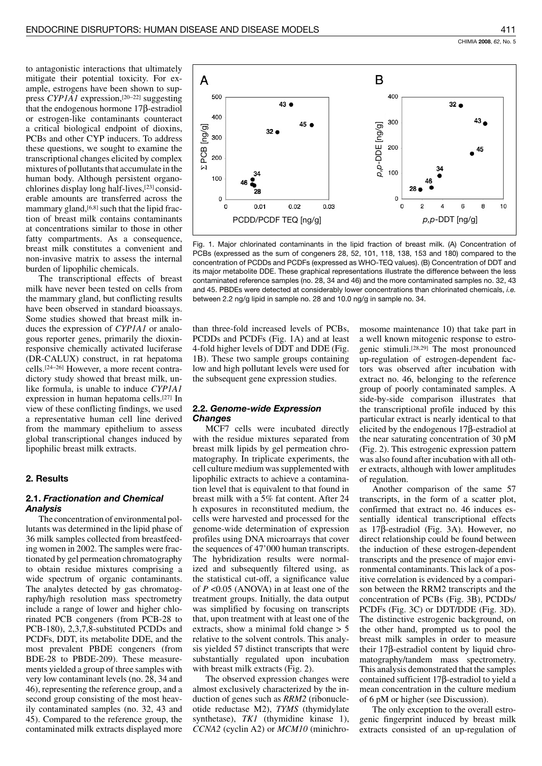to antagonistic interactions that ultimately mitigate their potential toxicity. For example, estrogens have been shown to suppress *CYP1A1* expression,[20–22] suggesting that the endogenous hormone 17β-estradiol or estrogen-like contaminants counteract a critical biological endpoint of dioxins, PCBs and other CYP inducers. To address these questions, we sought to examine the transcriptional changes elicited by complex mixtures of pollutants that accumulate in the human body. Although persistent organochlorines display long half-lives,[23] considerable amounts are transferred across the mammary gland,[6,8] such that the lipid fraction of breast milk contains contaminants at concentrations similar to those in other fatty compartments. As a consequence, breast milk constitutes a convenient and non-invasive matrix to assess the internal burden of lipophilic chemicals.

The transcriptional effects of breast milk have never been tested on cells from the mammary gland, but conflicting results have been observed in standard bioassays. Some studies showed that breast milk induces the expression of *CYP1A1* or analogous reporter genes, primarily the dioxin-responsive chemically activated luciferase (DR-CALUX) construct, in rat hepatoma cells.[24–26] However, a more recent contradictory study showed that breast milk, unlike formula, is unable to induce *CYP1A1* expression in human hepatoma cells.[27] In view of these conflicting findings, we used a representative human cell line derived from the mammary epithelium to assess global transcriptional changes induced by lipophilic breast milk extracts.

## 2. Results

### 2.1. *Fractionation and Chemical Analysis*

The concentration of environmental pollutants was determined in the lipid phase of 36 milk samples collected from breastfeeding women in 2002. The samples were fractionated by gel permeation chromatography to obtain residue mixtures comprising a wide spectrum of organic contaminants. The analytes detected by gas chromatography/high resolution mass spectrometry include a range of lower and higher chlorinated PCB congeners (from PCB-28 to PCB-180), 2,3,7,8-substituted PCDDs and PCDFs, DDT, its metabolite DDE, and the most prevalent PBDE congeners (from BDE-28 to PBDE-209). These measurements yielded a group of three samples with very low contaminant levels (no. 28, 34 and 46), representing the reference group, and a second group consisting of the most heavily contaminated samples (no. 32, 43 and 45). Compared to the reference group, the contaminated milk extracts displayed more than three-fold increased levels of PCBs, PCDDs and PCDFs (Fig. 1A) and at least 4-fold higher levels of DDT and DDE (Fig. 1B). These two sample groups containing low and high pollutant levels were used for the subsequent gene expression studies.

Fig. 1. Major chlorinated contaminants in the lipid fraction of breast milk. (A) Concentration of PCBs (expressed as the sum of congeners 28, 52, 101, 118, 138, 153 and 180) compared to the concentration of PCDDs and PCDFs (expressed as WHO-TEQ values). (B) Concentration of DDT and its major metabolite DDE. These graphical representations illustrate the difference between the less contaminated reference samples (no. 28, 34 and 46) and the more contaminated samples no. 32, 43 and 45. PBDEs were detected at considerably lower concentrations than chlorinated chemicals, *i.e.* between 2.2 ng/g lipid in sample no. 28 and 10.0 ng/g in sample no. 34.

### 2.2. *Genome-wide Expression Changes*

MCF7 cells were incubated directly with the residue mixtures separated from breast milk lipids by gel permeation chromatography. In triplicate experiments, the cell culture medium was supplemented with lipophilic extracts to achieve a contamination level that is equivalent to that found in breast milk with a 5% fat content. After 24 h exposures in reconstituted medium, the cells were harvested and processed for the genome-wide determination of expression profiles using DNA microarrays that cover the sequences of 47'000 human transcripts. The hybridization results were normalized and subsequently filtered using, as the statistical cut-off, a significance value of $P < 0.05$ (ANOVA) in at least one of the treatment groups. Initially, the data output was simplified by focusing on transcripts that, upon treatment with at least one of the extracts, show a minimal fold change > 5 relative to the solvent controls. This analysis yielded 57 distinct transcripts that were substantially regulated upon incubation with breast milk extracts (Fig. 2).

The observed expression changes were almost exclusively characterized by the induction of genes such as *RRM2* (ribonucleotide reductase M2), *TYMS* (thymidylate synthetase), *TK1* (thymidine kinase 1), *CCNA2* (cyclin A2) or *MCM10* (minichromosome maintenance 10) that take part in a well known mitogenic response to estrogenic stimuli.[28,29] The most pronounced up-regulation of estrogen-dependent factors was observed after incubation with extract no. 46, belonging to the reference group of poorly contaminated samples. A side-by-side comparison illustrates that the transcriptional profile induced by this particular extract is nearly identical to that elicited by the endogenous 17β-estradiol at the near saturating concentration of 30 pM (Fig. 2). This estrogenic expression pattern was also found after incubation with all other extracts, although with lower amplitudes of regulation.

Another comparison of the same 57 transcripts, in the form of a scatter plot, confirmed that extract no. 46 induces essentially identical transcriptional effects as 17β-estradiol (Fig. 3A). However, no direct relationship could be found between the induction of these estrogen-dependent transcripts and the presence of major environmental contaminants. This lack of a positive correlation is evidenced by a comparison between the RRM2 transcripts and the concentration of PCBs (Fig. 3B), PCDDs/PCDFs (Fig. 3C) or DDT/DDE (Fig. 3D). The distinctive estrogenic background, on the other hand, prompted us to pool the breast milk samples in order to measure their 17β-estradiol content by liquid chromatography/tandem mass spectrometry. This analysis demonstrated that the samples contained sufficient 17β-estradiol to yield a mean concentration in the culture medium of 6 pM or higher (see Discussion).

The only exception to the overall estrogenic fingerprint induced by breast milk extracts consisted of an up-regulation of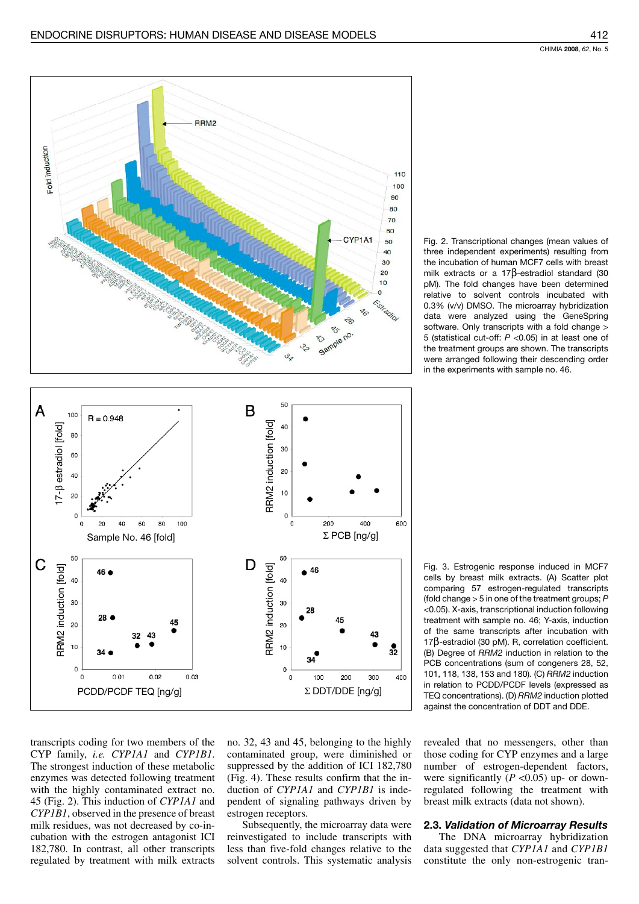Fig. 2. Transcriptional changes (mean values of three independent experiments) resulting from the incubation of human MCF7 cells with breast milk extracts or a 17β-estradiol standard (30 pM). The fold changes have been determined relative to solvent controls incubated with 0.3% (v/v) DMSO. The microarray hybridization data were analyzed using the GeneSpring software. Only transcripts with a fold change > 5 (statistical cut-off: $P$ <0.05) in at least one of the treatment groups are shown. The transcripts were arranged following their descending order in the experiments with sample no. 46.

Fig. 3. Estrogenic response induced in MCF7 cells by breast milk extracts. (A) Scatter plot comparing 57 estrogen-regulated transcripts (fold change > 5 in one of the treatment groups; $P$ <0.05). X-axis, transcriptional induction following treatment with sample no. 46; Y-axis, induction of the same transcripts after incubation with 17β-estradiol (30 pM). R, correlation coefficient. (B) Degree of *RRM2* induction in relation to the PCB concentrations (sum of congeners 28, 52, 101, 118, 138, 153 and 180). (C) *RRM2* induction in relation to PCDD/PCDF levels (expressed as TEQ concentrations). (D) *RRM2* induction plotted against the concentration of DDT and DDE.

transcripts coding for two members of the CYP family, *i.e.* *CYP1A1* and *CYP1B1*. The strongest induction of these metabolic enzymes was detected following treatment with the highly contaminated extract no. 45 (Fig. 2). This induction of *CYP1A1* and *CYP1B1*, observed in the presence of breast milk residues, was not decreased by co-incubation with the estrogen antagonist ICI 182,780. In contrast, all other transcripts regulated by treatment with milk extracts no. 32, 43 and 45, belonging to the highly contaminated group, were diminished or suppressed by the addition of ICI 182,780 (Fig. 4). These results confirm that the induction of *CYP1A1* and *CYP1B1* is independent of signaling pathways driven by estrogen receptors.

Subsequently, the microarray data were reinvestigated to include transcripts with less than five-fold changes relative to the solvent controls. This systematic analysis revealed that no messengers, other than those coding for CYP enzymes and a large number of estrogen-dependent factors, were significantly ($P$ <0.05) up- or down-regulated following the treatment with breast milk extracts (data not shown).

### 2.3. *Validation of Microarray Results*

The DNA microarray hybridization data suggested that *CYP1A1* and *CYP1B1* constitute the only non-estrogenic tran-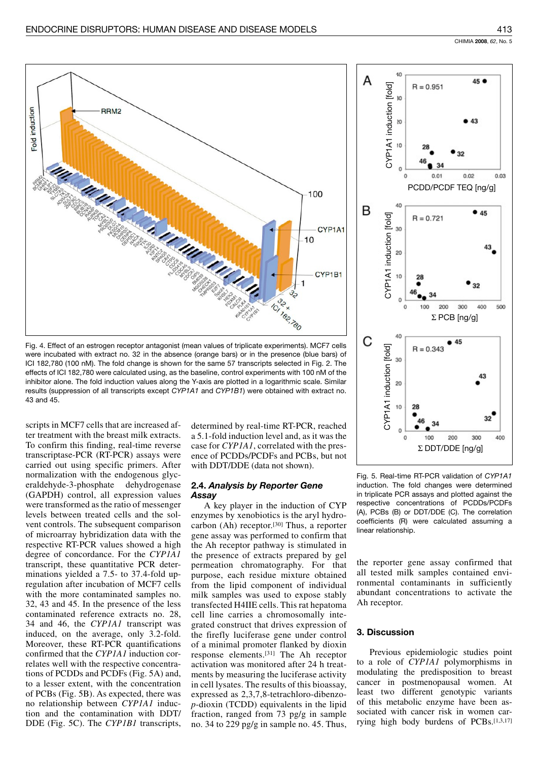Fig. 4. Effect of an estrogen receptor antagonist (mean values of triplicate experiments). MCF7 cells were incubated with extract no. 32 in the absence (orange bars) or in the presence (blue bars) of ICI 182,780 (100 nM). The fold change is shown for the same 57 transcripts selected in Fig. 2. The effects of ICI 182,780 were calculated using, as the baseline, control experiments with 100 nM of the inhibitor alone. The fold induction values along the Y-axis are plotted in a logarithmic scale. Similar results (suppression of all transcripts except *CYP1A1* and *CYP1B1*) were obtained with extract no. 43 and 45.

Fig. 5. Real-time RT-PCR validation of *CYP1A1* induction. The fold changes were determined in triplicate PCR assays and plotted against the respective concentrations of PCDDs/PCDFs (A), PCBs (B) or DDT/DDE (C). The correlation coefficients (R) were calculated assuming a linear relationship.

scripts in MCF7 cells that are increased after treatment with the breast milk extracts. To confirm this finding, real-time reverse transcriptase-PCR (RT-PCR) assays were carried out using specific primers. After normalization with the endogenous glyceraldehyde-3-phosphate dehydrogenase (GAPDH) control, all expression values were transformed as the ratio of messenger levels between treated cells and the solvent controls. The subsequent comparison of microarray hybridization data with the respective RT-PCR values showed a high degree of concordance. For the *CYP1A1* transcript, these quantitative PCR determinations yielded a 7.5- to 37.4-fold up-regulation after incubation of MCF7 cells with the more contaminated samples no. 32, 43 and 45. In the presence of the less contaminated reference extracts no. 28, 34 and 46, the *CYP1A1* transcript was induced, on the average, only 3.2-fold. Moreover, these RT-PCR quantifications confirmed that the *CYP1A1* induction correlates well with the respective concentrations of PCDDs and PCDFs (Fig. 5A) and, to a lesser extent, with the concentration of PCBs (Fig. 5B). As expected, there was no relationship between *CYP1A1* induction and the contamination with DDT/DDE (Fig. 5C). The *CYP1B1* transcripts, determined by real-time RT-PCR, reached a 5.1-fold induction level and, as it was the case for *CYP1A1*, correlated with the presence of PCDDs/PCDFs and PCBs, but not with DDT/DDE (data not shown).

### 2.4. *Analysis by Reporter Gene Assay*

A key player in the induction of CYP enzymes by xenobiotics is the aryl hydrocarbon (Ah) receptor.[30] Thus, a reporter gene assay was performed to confirm that the Ah receptor pathway is stimulated in the presence of extracts prepared by gel permeation chromatography. For that purpose, each residue mixture obtained from the lipid component of individual milk samples was used to expose stably transfected H4IIE cells. This rat hepatoma cell line carries a chromosomally integrated construct that drives expression of the firefly luciferase gene under control of a minimal promoter flanked by dioxin response elements.[31] The Ah receptor activation was monitored after 24 h treatments by measuring the luciferase activity in cell lysates. The results of this bioassay, expressed as 2,3,7,8-tetrachloro-dibenzo-*p*-dioxin (TCDD) equivalents in the lipid fraction, ranged from 73 pg/g in sample no. 34 to 229 pg/g in sample no. 45. Thus, the reporter gene assay confirmed that all tested milk samples contained environmental contaminants in sufficiently abundant concentrations to activate the Ah receptor.

## 3. Discussion

Previous epidemiologic studies point to a role of *CYP1A1* polymorphisms in modulating the predisposition to breast cancer in postmenopausal women. At least two different genotypic variants of this metabolic enzyme have been associated with cancer risk in women carrying high body burdens of PCBs.[1,3,17]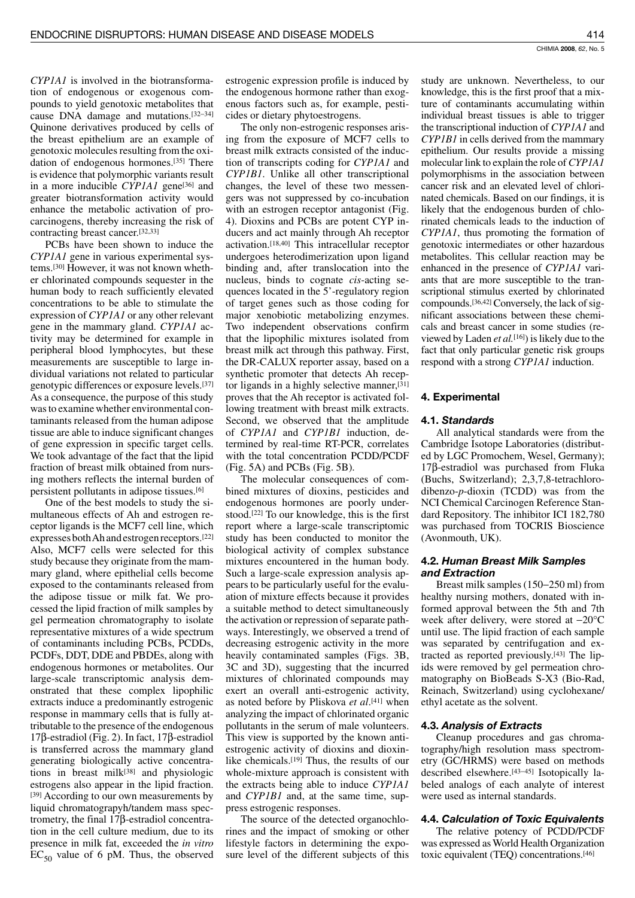*CYP1A1* is involved in the biotransformation of endogenous or exogenous compounds to yield genotoxic metabolites that cause DNA damage and mutations.[32–34] Quinone derivatives produced by cells of the breast epithelium are an example of genotoxic molecules resulting from the oxidation of endogenous hormones.[35] There is evidence that polymorphic variants result in a more inducible *CYP1A1* gene[36] and greater biotransformation activity would enhance the metabolic activation of procarcinogens, thereby increasing the risk of contracting breast cancer.[32,33]

PCBs have been shown to induce the *CYP1A1* gene in various experimental systems.[30] However, it was not known whether chlorinated compounds sequester in the human body to reach sufficiently elevated concentrations to be able to stimulate the expression of *CYP1A1* or any other relevant gene in the mammary gland. *CYP1A1* activity may be determined for example in peripheral blood lymphocytes, but these measurements are susceptible to large individual variations not related to particular genotypic differences or exposure levels.[37] As a consequence, the purpose of this study was to examine whether environmental contaminants released from the human adipose tissue are able to induce significant changes of gene expression in specific target cells. We took advantage of the fact that the lipid fraction of breast milk obtained from nursing mothers reflects the internal burden of persistent pollutants in adipose tissues.[6]

One of the best models to study the simultaneous effects of Ah and estrogen receptor ligands is the MCF7 cell line, which expresses both Ah and estrogen receptors.[22] Also, MCF7 cells were selected for this study because they originate from the mammary gland, where epithelial cells become exposed to the contaminants released from the adipose tissue or milk fat. We processed the lipid fraction of milk samples by gel permeation chromatography to isolate representative mixtures of a wide spectrum of contaminants including PCBs, PCDDs, PCDFs, DDT, DDE and PBDEs, along with endogenous hormones or metabolites. Our large-scale transcriptomic analysis demonstrated that these complex lipophilic extracts induce a predominantly estrogenic response in mammary cells that is fully attributable to the presence of the endogenous 17β-estradiol (Fig. 2). In fact, 17β-estradiol is transferred across the mammary gland generating biologically active concentrations in breast milk[38] and physiologic estrogens also appear in the lipid fraction.[39] According to our own measurements by liquid chromatograpyh/tandem mass spectrometry, the final 17β-estradiol concentration in the cell culture medium, due to its presence in milk fat, exceeded the *in vitro* $EC_{50}$ value of 6 pM. Thus, the observed estrogenic expression profile is induced by the endogenous hormone rather than exogenous factors such as, for example, pesticides or dietary phytoestrogens.

The only non-estrogenic responses arising from the exposure of MCF7 cells to breast milk extracts consisted of the induction of transcripts coding for *CYP1A1* and *CYP1B1*. Unlike all other transcriptional changes, the level of these two messengers was not suppressed by co-incubation with an estrogen receptor antagonist (Fig. 4). Dioxins and PCBs are potent CYP inducers and act mainly through Ah receptor activation.[18,40] This intracellular receptor undergoes heterodimerization upon ligand binding and, after translocation into the nucleus, binds to cognate *cis*-acting sequences located in the 5'-regulatory region of target genes such as those coding for major xenobiotic metabolizing enzymes. Two independent observations confirm that the lipophilic mixtures isolated from breast milk act through this pathway. First, the DR-CALUX reporter assay, based on a synthetic promoter that detects Ah receptor ligands in a highly selective manner,[31] proves that the Ah receptor is activated following treatment with breast milk extracts. Second, we observed that the amplitude of *CYP1A1* and *CYP1B1* induction, determined by real-time RT-PCR, correlates with the total concentration PCDD/PCDF (Fig. 5A) and PCBs (Fig. 5B).

The molecular consequences of combined mixtures of dioxins, pesticides and endogenous hormones are poorly understood.[22] To our knowledge, this is the first report where a large-scale transcriptomic study has been conducted to monitor the biological activity of complex substance mixtures encountered in the human body. Such a large-scale expression analysis appears to be particularly useful for the evaluation of mixture effects because it provides a suitable method to detect simultaneously the activation or repression of separate pathways. Interestingly, we observed a trend of decreasing estrogenic activity in the more heavily contaminated samples (Figs. 3B, 3C and 3D), suggesting that the incurred mixtures of chlorinated compounds may exert an overall anti-estrogenic activity, as noted before by Pliskova *et al*.[41] when analyzing the impact of chlorinated organic pollutants in the serum of male volunteers. This view is supported by the known anti-estrogenic activity of dioxins and dioxin-like chemicals.[19] Thus, the results of our whole-mixture approach is consistent with the extracts being able to induce *CYP1A1* and *CYP1B1* and, at the same time, suppress estrogenic responses.

The source of the detected organochlorines and the impact of smoking or other lifestyle factors in determining the exposure level of the different subjects of this study are unknown. Nevertheless, to our knowledge, this is the first proof that a mixture of contaminants accumulating within individual breast tissues is able to trigger the transcriptional induction of *CYP1A1* and *CYP1B1* in cells derived from the mammary epithelium. Our results provide a missing molecular link to explain the role of *CYP1A1* polymorphisms in the association between cancer risk and an elevated level of chlorinated chemicals. Based on our findings, it is likely that the endogenous burden of chlorinated chemicals leads to the induction of *CYP1A1*, thus promoting the formation of genotoxic intermediates or other hazardous metabolites. This cellular reaction may be enhanced in the presence of *CYP1A1* variants that are more susceptible to the transcriptional stimulus exerted by chlorinated compounds.[36,42] Conversely, the lack of significant associations between these chemicals and breast cancer in some studies (reviewed by Laden *et al.*[16]) is likely due to the fact that only particular genetic risk groups respond with a strong *CYP1A1* induction.

## 4. Experimental

### 4.1. *Standards*

All analytical standards were from the Cambridge Isotope Laboratories (distributed by LGC Promochem, Wesel, Germany); 17β-estradiol was purchased from Fluka (Buchs, Switzerland); 2,3,7,8-tetrachlorodibenzo-*p*-dioxin (TCDD) was from the NCI Chemical Carcinogen Reference Standard Repository. The inhibitor ICI 182,780 was purchased from TOCRIS Bioscience (Avonmouth, UK).

### 4.2. *Human Breast Milk Samples and Extraction*

Breast milk samples (150–250 ml) from healthy nursing mothers, donated with informed approval between the 5th and 7th week after delivery, were stored at −20°C until use. The lipid fraction of each sample was separated by centrifugation and extracted as reported previously.[43] The lipids were removed by gel permeation chromatography on BioBeads S-X3 (Bio-Rad, Reinach, Switzerland) using cyclohexane/ethyl acetate as the solvent.

### 4.3. *Analysis of Extracts*

Cleanup procedures and gas chromatography/high resolution mass spectrometry (GC/HRMS) were based on methods described elsewhere.[43–45] Isotopically labeled analogs of each analyte of interest were used as internal standards.

### 4.4. *Calculation of Toxic Equivalents*

The relative potency of PCDD/PCDF was expressed as World Health Organization toxic equivalent (TEQ) concentrations.[46]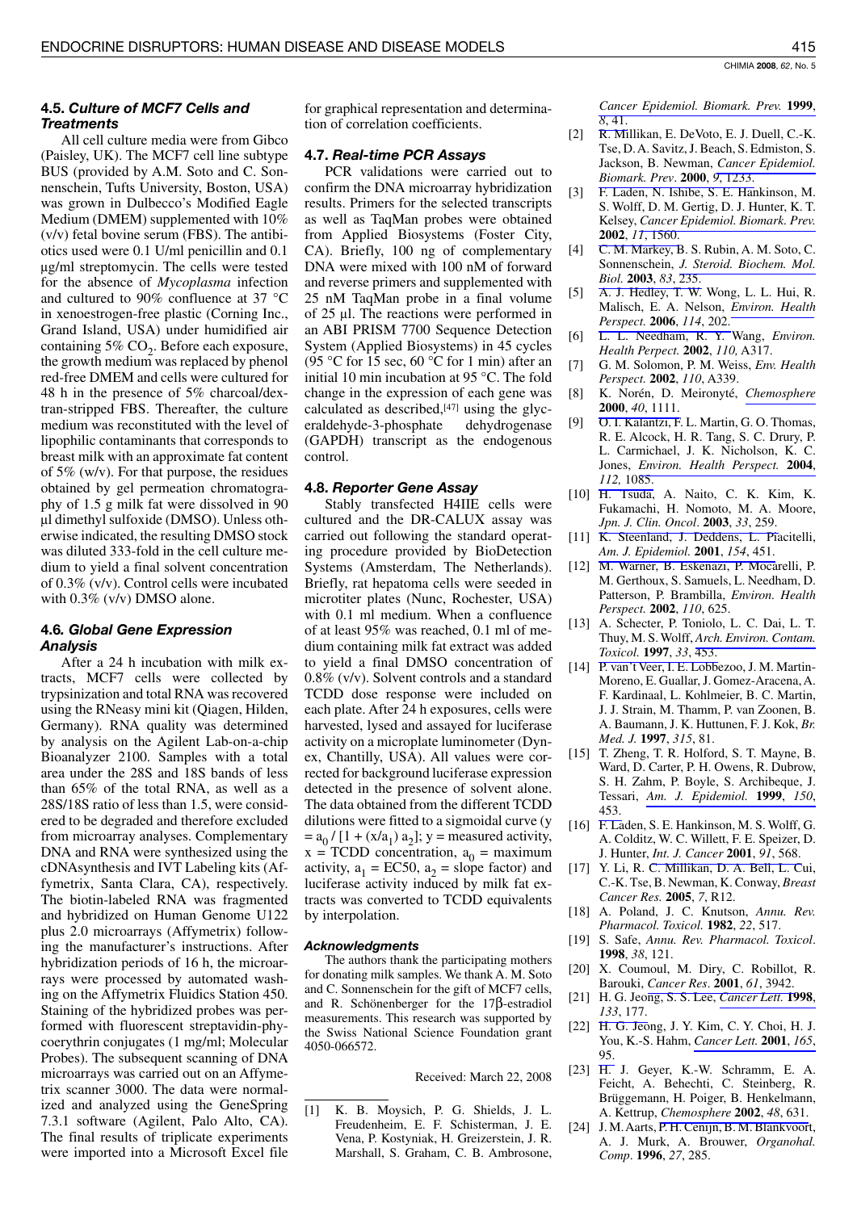### 4.5. *Culture of MCF7 Cells and Treatments*

All cell culture media were from Gibco (Paisley, UK). The MCF7 cell line subtype BUS (provided by A.M. Soto and C. Sonnenschein, Tufts University, Boston, USA) was grown in Dulbecco's Modified Eagle Medium (DMEM) supplemented with 10% (v/v) fetal bovine serum (FBS). The antibiotics used were 0.1 U/ml penicillin and 0.1 µg/ml streptomycin. The cells were tested for the absence of *Mycoplasma* infection and cultured to 90% confluence at 37 °C in xenoestrogen-free plastic (Corning Inc., Grand Island, USA) under humidified air containing 5% $CO_2$. Before each exposure, the growth medium was replaced by phenol red-free DMEM and cells were cultured for 48 h in the presence of 5% charcoal/dextran-stripped FBS. Thereafter, the culture medium was reconstituted with the level of lipophilic contaminants that corresponds to breast milk with an approximate fat content of 5% (w/v). For that purpose, the residues obtained by gel permeation chromatography of 1.5 g milk fat were dissolved in 90 µl dimethyl sulfoxide (DMSO). Unless otherwise indicated, the resulting DMSO stock was diluted 333-fold in the cell culture medium to yield a final solvent concentration of 0.3% (v/v). Control cells were incubated with 0.3% (v/v) DMSO alone.

### 4.6. *Global Gene Expression Analysis*

After a 24 h incubation with milk extracts, MCF7 cells were collected by trypsinization and total RNA was recovered using the RNeasy mini kit (Qiagen, Hilden, Germany). RNA quality was determined by analysis on the Agilent Lab-on-a-chip Bioanalyzer 2100. Samples with a total area under the 28S and 18S bands of less than 65% of the total RNA, as well as a 28S/18S ratio of less than 1.5, were considered to be degraded and therefore excluded from microarray analyses. Complementary DNA and RNA were synthesized using the cDNAsynthesis and IVT Labeling kits (Affymetrix, Santa Clara, CA), respectively. The biotin-labeled RNA was fragmented and hybridized on Human Genome U122 plus 2.0 microarrays (Affymetrix) following the manufacturer's instructions. After hybridization periods of 16 h, the microarrays were processed by automated washing on the Affymetrix Fluidics Station 450. Staining of the hybridized probes was performed with fluorescent streptavidin-phycoerythrin conjugates (1 mg/ml; Molecular Probes). The subsequent scanning of DNA microarrays was carried out on an Affymetrix scanner 3000. The data were normalized and analyzed using the GeneSpring 7.3.1 software (Agilent, Palo Alto, CA). The final results of triplicate experiments were imported into a Microsoft Excel file for graphical representation and determination of correlation coefficients.

### 4.7. *Real-time PCR Assays*

PCR validations were carried out to confirm the DNA microarray hybridization results. Primers for the selected transcripts as well as TaqMan probes were obtained from Applied Biosystems (Foster City, CA). Briefly, 100 ng of complementary DNA were mixed with 100 nM of forward and reverse primers and supplemented with 25 nM TaqMan probe in a final volume of 25 µl. The reactions were performed in an ABI PRISM 7700 Sequence Detection System (Applied Biosystems) in 45 cycles (95 °C for 15 sec, 60 °C for 1 min) after an initial 10 min incubation at 95 °C. The fold change in the expression of each gene was calculated as described,[47] using the glyceraldehyde-3-phosphate dehydrogenase (GAPDH) transcript as the endogenous control.

### 4.8. *Reporter Gene Assay*

Stably transfected H4IIE cells were cultured and the DR-CALUX assay was carried out following the standard operating procedure provided by BioDetection Systems (Amsterdam, The Netherlands). Briefly, rat hepatoma cells were seeded in microtiter plates (Nunc, Rochester, USA) with 0.1 ml medium. When a confluence of at least 95% was reached, 0.1 ml of medium containing milk fat extract was added to yield a final DMSO concentration of 0.8% (v/v). Solvent controls and a standard TCDD dose response were included on each plate. After 24 h exposures, cells were harvested, lysed and assayed for luciferase activity on a microplate luminometer (Dynex, Chantilly, USA). All values were corrected for background luciferase expression detected in the presence of solvent alone. The data obtained from the different TCDD dilutions were fitted to a sigmoidal curve ($y = a_0 / [1 + (x/a_1)\, a_2]$; y = measured activity, x = TCDD concentration, $a_0$ = maximum activity, $a_1$ = EC50, $a_2$ = slope factor) and luciferase activity induced by milk fat extracts was converted to TCDD equivalents by interpolation.

#### *Acknowledgments*

The authors thank the participating mothers for donating milk samples. We thank A. M. Soto and C. Sonnenschein for the gift of MCF7 cells, and R. Schönenberger for the 17β-estradiol measurements. This research was supported by the Swiss National Science Foundation grant 4050-066572.

Received: March 22, 2008

[1] K. B. Moysich, P. G. Shields, J. L. Freudenheim, E. F. Schisterman, J. E. Vena, P. Kostyniak, H. Greizerstein, J. R. Marshall, S. Graham, C. B. Ambrosone, *Cancer Epidemiol. Biomark. Prev.* **1999**, *8*, 41.

[2] R. Millikan, E. DeVoto, E. J. Duell, C.-K. Tse, D. A. Savitz, J. Beach, S. Edmiston, S. Jackson, B. Newman, *Cancer Epidemiol. Biomark. Prev*. **2000**, *9*, 1233.

[3] F. Laden, N. Ishibe, S. E. Hankinson, M. S. Wolff, D. M. Gertig, D. J. Hunter, K. T. Kelsey, *Cancer Epidemiol. Biomark. Prev.* **2002**, *11*, 1560.

[4] C. M. Markey, B. S. Rubin, A. M. Soto, C. Sonnenschein, *J. Steroid. Biochem. Mol. Biol.* **2003**, *83*, 235.

[5] A. J. Hedley, T. W. Wong, L. L. Hui, R. Malisch, E. A. Nelson, *Environ. Health Perspect.* **2006**, *114*, 202.

[6] L. L. Needham, R. Y. Wang, *Environ. Health Perpect.* **2002**, *110*, A317.

[7] G. M. Solomon, P. M. Weiss, *Env. Health Perspect.* **2002**, *110*, A339.

[8] K. Norén, D. Meironyté, *Chemosphere* **2000**, *40*, 1111.

[9] O. I. Kalantzi, F. L. Martin, G. O. Thomas, R. E. Alcock, H. R. Tang, S. C. Drury, P. L. Carmichael, J. K. Nicholson, K. C. Jones, *Environ. Health Perspect.* **2004**, *112,* 1085.

[10] H. Tsuda, A. Naito, C. K. Kim, K. Fukamachi, H. Nomoto, M. A. Moore, *Jpn. J. Clin. Oncol*. **2003**, *33*, 259.

[11] K. Steenland, J. Deddens, L. Piacitelli, *Am. J. Epidemiol.* **2001**, *154*, 451.

[12] M. Warner, B. Eskenazi, P. Mocarelli, P. M. Gerthoux, S. Samuels, L. Needham, D. Patterson, P. Brambilla, *Environ. Health Perspect.* **2002**, *110*, 625.

[13] A. Schecter, P. Toniolo, L. C. Dai, L. T. Thuy, M. S. Wolff, *Arch. Environ. Contam. Toxicol.* **1997**, *33*, 453.

[14] P. van't Veer, I. E. Lobbezoo, J. M. Martin-Moreno, E. Guallar, J. Gomez-Aracena, A. F. Kardinaal, L. Kohlmeier, B. C. Martin, J. J. Strain, M. Thamm, P. van Zoonen, B. A. Baumann, J. K. Huttunen, F. J. Kok, *Br. Med. J.* **1997**, *315*, 81.

[15] T. Zheng, T. R. Holford, S. T. Mayne, B. Ward, D. Carter, P. H. Owens, R. Dubrow, S. H. Zahm, P. Boyle, S. Archibeque, J. Tessari, *Am. J. Epidemiol.* **1999**, *150*, 453.

[16] F. Laden, S. E. Hankinson, M. S. Wolff, G. A. Colditz, W. C. Willett, F. E. Speizer, D. J. Hunter, *Int. J. Cancer* **2001**, *91*, 568.

[17] Y. Li, R. C. Millikan, D. A. Bell, L. Cui, C.-K. Tse, B. Newman, K. Conway, *Breast Cancer Res.* **2005**, *7*, R12.

[18] A. Poland, J. C. Knutson, *Annu. Rev. Pharmacol. Toxicol.* **1982**, *22*, 517.

[19] S. Safe, *Annu. Rev. Pharmacol. Toxicol*. **1998**, *38*, 121.

[20] X. Coumoul, M. Diry, C. Robillot, R. Barouki, *Cancer Res*. **2001**, *61*, 3942.

[21] H. G. Jeong, S. S. Lee, *Cancer Lett.* **1998**, *133*, 177.

[22] H. G. Jeong, J. Y. Kim, C. Y. Choi, H. J. You, K.-S. Hahm, *Cancer Lett.* **2001**, *165*, 95.

[23] H. J. Geyer, K.-W. Schramm, E. A. Feicht, A. Behechti, C. Steinberg, R. Brüggemann, H. Poiger, B. Henkelmann, A. Kettrup, *Chemosphere* **2002**, *48*, 631.

[24] J. M. Aarts, P. H. Cenijn, B. M. Blankvoort, A. J. Murk, A. Brouwer, *Organohal. Comp*. **1996**, *27*, 285.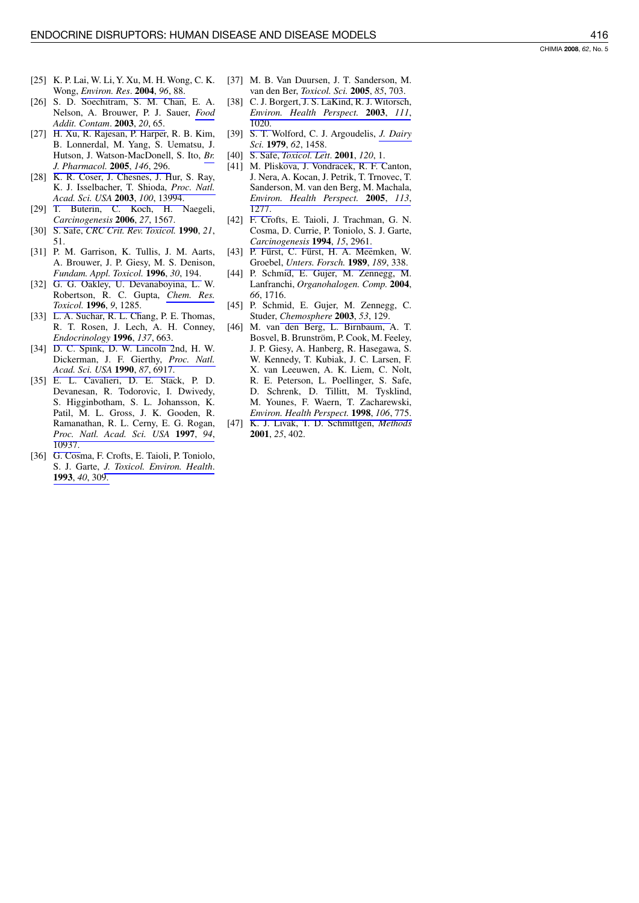[25] K. P. Lai, W. Li, Y. Xu, M. H. Wong, C. K. Wong, *Environ. Res*. **2004**, *96*, 88.

[26] S. D. Soechitram, S. M. Chan, E. A. Nelson, A. Brouwer, P. J. Sauer, *Food Addit. Contam*. **2003**, *20*, 65.

[27] H. Xu, R. Rajesan, P. Harper, R. B. Kim, B. Lonnerdal, M. Yang, S. Uematsu, J. Hutson, J. Watson-MacDonell, S. Ito, *Br. J. Pharmacol.* **2005**, *146*, 296.

[28] K. R. Coser, J. Chesnes, J. Hur, S. Ray, K. J. Isselbacher, T. Shioda, *Proc. Natl. Acad. Sci. USA* **2003**, *100*, 13994.

[29] T. Buterin, C. Koch, H. Naegeli, *Carcinogenesis* **2006**, *27*, 1567.

[30] S. Safe, *CRC Crit. Rev. Toxicol.* **1990**, *21*, 51.

[31] P. M. Garrison, K. Tullis, J. M. Aarts, A. Brouwer, J. P. Giesy, M. S. Denison, *Fundam. Appl. Toxicol.* **1996**, *30*, 194.

[32] G. G. Oakley, U. Devanaboyina, L. W. Robertson, R. C. Gupta, *Chem. Res. Toxicol.* **1996**, *9*, 1285.

[33] L. A. Suchar, R. L. Chang, P. E. Thomas, R. T. Rosen, J. Lech, A. H. Conney, *Endocrinology* **1996**, *137*, 663.

[34] D. C. Spink, D. W. Lincoln 2nd, H. W. Dickerman, J. F. Gierthy, *Proc. Natl. Acad. Sci. USA* **1990**, *87*, 6917.

[35] E. L. Cavalieri, D. E. Stack, P. D. Devanesan, R. Todorovic, I. Dwivedy, S. Higginbotham, S. L. Johansson, K. Patil, M. L. Gross, J. K. Gooden, R. Ramanathan, R. L. Cerny, E. G. Rogan, *Proc. Natl. Acad. Sci. USA* **1997**, *94*, 10937.

[36] G. Cosma, F. Crofts, E. Taioli, P. Toniolo, S. J. Garte, *J. Toxicol. Environ. Health*. **1993**, *40*, 309.

[37] M. B. Van Duursen, J. T. Sanderson, M. van den Ber, *Toxicol. Sci.* **2005**, *85*, 703.

[38] C. J. Borgert, J. S. LaKind, R. J. Witorsch, *Environ. Health Perspect.* **2003**, *111*, 1020.

[39] S. T. Wolford, C. J. Argoudelis, *J. Dairy Sci.* **1979**, *62*, 1458.

[40] S. Safe, *Toxicol. Lett*. **2001**, *120*, 1.

[41] M. Pliskova, J. Vondracek, R. F. Canton, J. Nera, A. Kocan, J. Petrik, T. Trnovec, T. Sanderson, M. van den Berg, M. Machala, *Environ. Health Perspect.* **2005**, *113*, 1277.

[42] F. Crofts, E. Taioli, J. Trachman, G. N. Cosma, D. Currie, P. Toniolo, S. J. Garte, *Carcinogenesis* **1994**, *15*, 2961.

[43] P. Fürst, C. Fürst, H. A. Meemken, W. Groebel, *Unters. Forsch.* **1989**, *189*, 338.

[44] P. Schmid, E. Gujer, M. Zennegg, M. Lanfranchi, *Organohalogen. Comp.* **2004**, *66*, 1716.

[45] P. Schmid, E. Gujer, M. Zennegg, C. Studer, *Chemosphere* **2003**, *53*, 129.

[46] M. van den Berg, L. Birnbaum, A. T. Bosvel, B. Brunström, P. Cook, M. Feeley, J. P. Giesy, A. Hanberg, R. Hasegawa, S. W. Kennedy, T. Kubiak, J. C. Larsen, F. X. van Leeuwen, A. K. Liem, C. Nolt, R. E. Peterson, L. Poellinger, S. Safe, D. Schrenk, D. Tillitt, M. Tysklind, M. Younes, F. Waern, T. Zacharewski, *Environ. Health Perspect.* **1998**, *106*, 775.

[47] K. J. Livak, T. D. Schmittgen, *Methods* **2001**, *25*, 402.